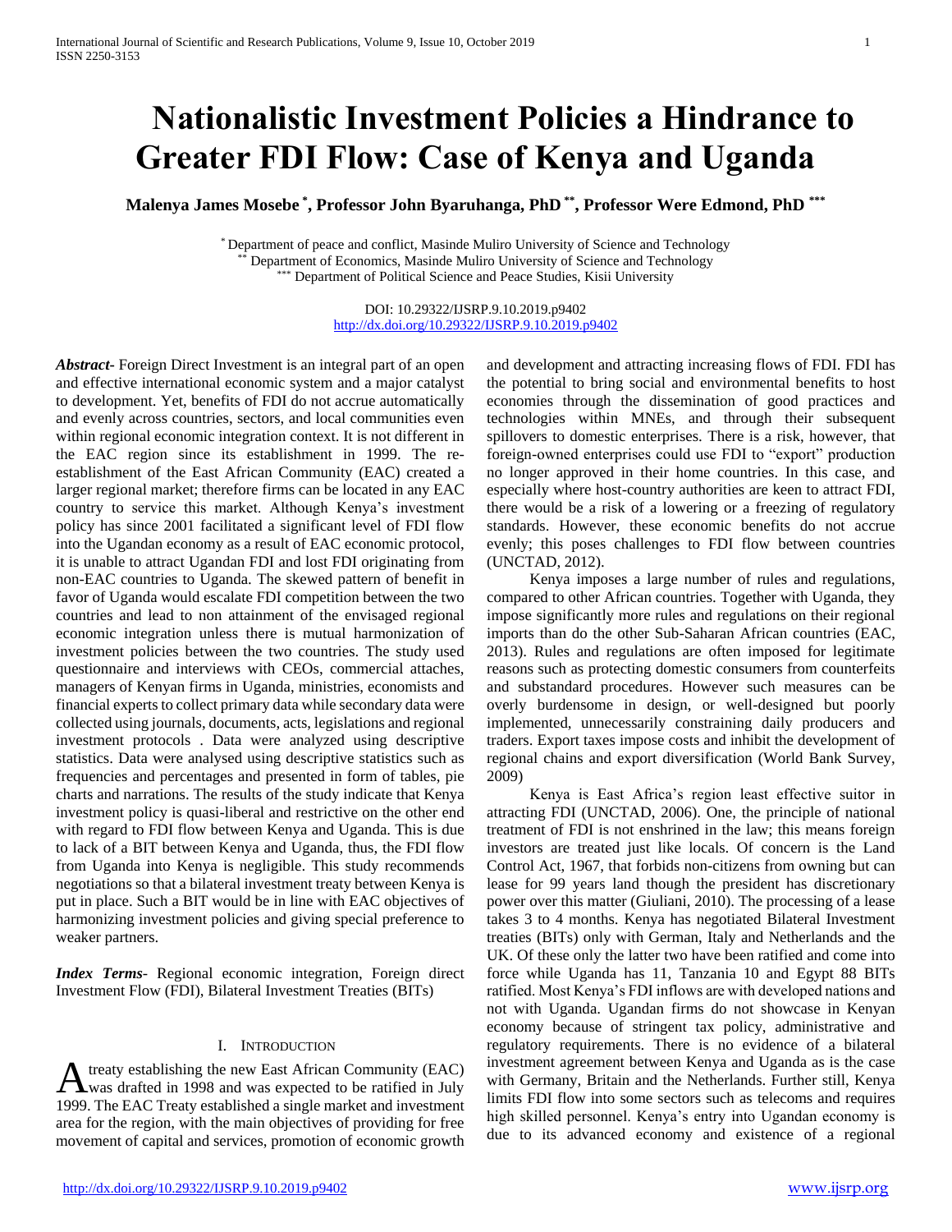# Nationalistic Investment Policies a Hindrance to Greater FDI Flow: Case of Kenya and Uganda

**Malenya James Mosebe [*], Professor John Byaruhanga, PhD [**], Professor Were Edmond, PhD [***]**

[*] Department of peace and conflict, Masinde Muliro University of Science and Technology
[**] Department of Economics, Masinde Muliro University of Science and Technology
[***] Department of Political Science and Peace Studies, Kisii University

DOI: 10.29322/IJSRP.9.10.2019.p9402
http://dx.doi.org/10.29322/IJSRP.9.10.2019.p9402

***Abstract***- Foreign Direct Investment is an integral part of an open and effective international economic system and a major catalyst to development. Yet, benefits of FDI do not accrue automatically and evenly across countries, sectors, and local communities even within regional economic integration context. It is not different in the EAC region since its establishment in 1999. The re-establishment of the East African Community (EAC) created a larger regional market; therefore firms can be located in any EAC country to service this market. Although Kenya's investment policy has since 2001 facilitated a significant level of FDI flow into the Ugandan economy as a result of EAC economic protocol, it is unable to attract Ugandan FDI and lost FDI originating from non-EAC countries to Uganda. The skewed pattern of benefit in favor of Uganda would escalate FDI competition between the two countries and lead to non attainment of the envisaged regional economic integration unless there is mutual harmonization of investment policies between the two countries. The study used questionnaire and interviews with CEOs, commercial attaches, managers of Kenyan firms in Uganda, ministries, economists and financial experts to collect primary data while secondary data were collected using journals, documents, acts, legislations and regional investment protocols . Data were analyzed using descriptive statistics. Data were analysed using descriptive statistics such as frequencies and percentages and presented in form of tables, pie charts and narrations. The results of the study indicate that Kenya investment policy is quasi-liberal and restrictive on the other end with regard to FDI flow between Kenya and Uganda. This is due to lack of a BIT between Kenya and Uganda, thus, the FDI flow from Uganda into Kenya is negligible. This study recommends negotiations so that a bilateral investment treaty between Kenya is put in place. Such a BIT would be in line with EAC objectives of harmonizing investment policies and giving special preference to weaker partners.

***Index Terms***- Regional economic integration, Foreign direct Investment Flow (FDI), Bilateral Investment Treaties (BITs)

## I. Introduction

A treaty establishing the new East African Community (EAC) was drafted in 1998 and was expected to be ratified in July 1999. The EAC Treaty established a single market and investment area for the region, with the main objectives of providing for free movement of capital and services, promotion of economic growth and development and attracting increasing flows of FDI. FDI has the potential to bring social and environmental benefits to host economies through the dissemination of good practices and technologies within MNEs, and through their subsequent spillovers to domestic enterprises. There is a risk, however, that foreign-owned enterprises could use FDI to "export" production no longer approved in their home countries. In this case, and especially where host-country authorities are keen to attract FDI, there would be a risk of a lowering or a freezing of regulatory standards. However, these economic benefits do not accrue evenly; this poses challenges to FDI flow between countries (UNCTAD, 2012).

Kenya imposes a large number of rules and regulations, compared to other African countries. Together with Uganda, they impose significantly more rules and regulations on their regional imports than do the other Sub-Saharan African countries (EAC, 2013). Rules and regulations are often imposed for legitimate reasons such as protecting domestic consumers from counterfeits and substandard procedures. However such measures can be overly burdensome in design, or well-designed but poorly implemented, unnecessarily constraining daily producers and traders. Export taxes impose costs and inhibit the development of regional chains and export diversification (World Bank Survey, 2009)

Kenya is East Africa's region least effective suitor in attracting FDI (UNCTAD, 2006). One, the principle of national treatment of FDI is not enshrined in the law; this means foreign investors are treated just like locals. Of concern is the Land Control Act, 1967, that forbids non-citizens from owning but can lease for 99 years land though the president has discretionary power over this matter (Giuliani, 2010). The processing of a lease takes 3 to 4 months. Kenya has negotiated Bilateral Investment treaties (BITs) only with German, Italy and Netherlands and the UK. Of these only the latter two have been ratified and come into force while Uganda has 11, Tanzania 10 and Egypt 88 BITs ratified. Most Kenya's FDI inflows are with developed nations and not with Uganda. Ugandan firms do not showcase in Kenyan economy because of stringent tax policy, administrative and regulatory requirements. There is no evidence of a bilateral investment agreement between Kenya and Uganda as is the case with Germany, Britain and the Netherlands. Further still, Kenya limits FDI flow into some sectors such as telecoms and requires high skilled personnel. Kenya's entry into Ugandan economy is due to its advanced economy and existence of a regional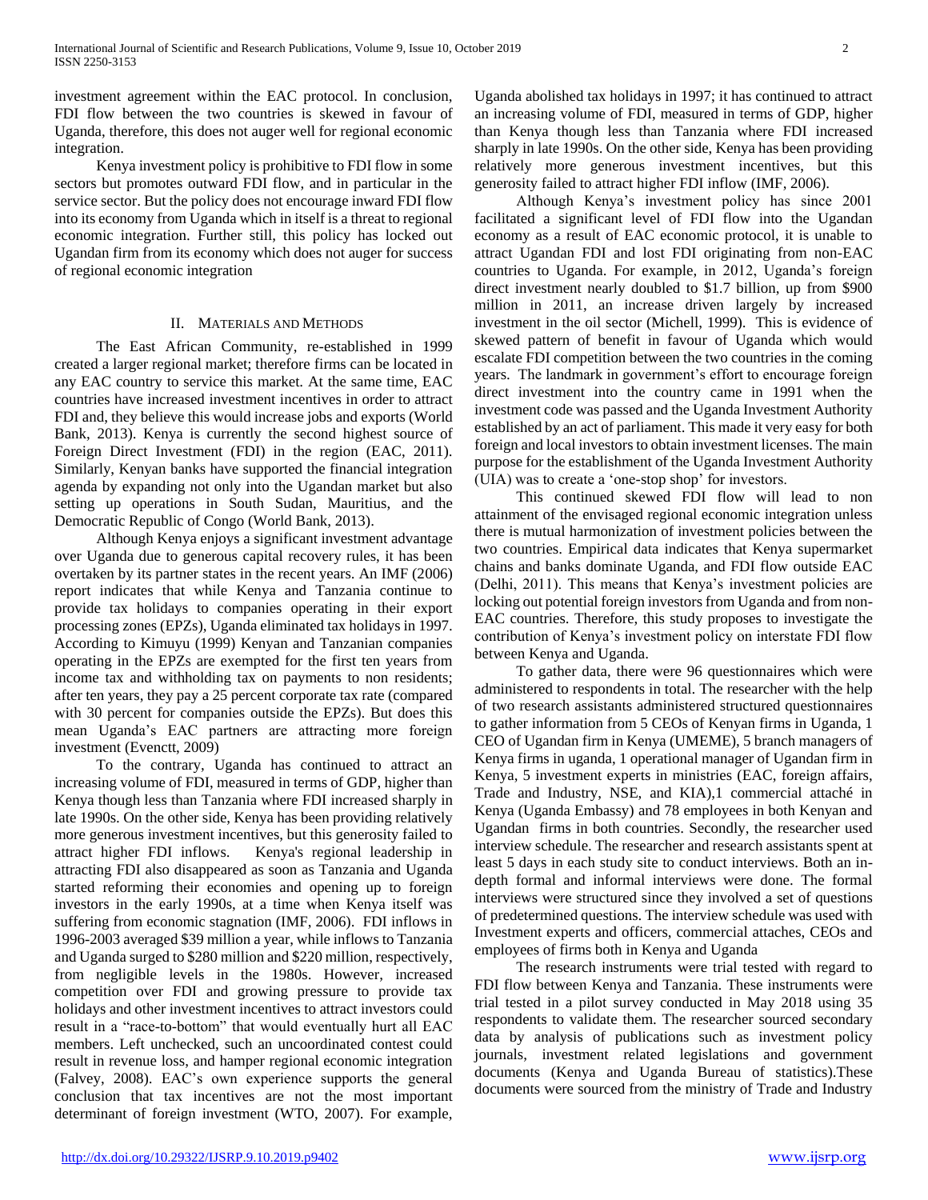investment agreement within the EAC protocol. In conclusion, FDI flow between the two countries is skewed in favour of Uganda, therefore, this does not auger well for regional economic integration.

Kenya investment policy is prohibitive to FDI flow in some sectors but promotes outward FDI flow, and in particular in the service sector. But the policy does not encourage inward FDI flow into its economy from Uganda which in itself is a threat to regional economic integration. Further still, this policy has locked out Ugandan firm from its economy which does not auger for success of regional economic integration

## II. Materials and Methods

The East African Community, re-established in 1999 created a larger regional market; therefore firms can be located in any EAC country to service this market. At the same time, EAC countries have increased investment incentives in order to attract FDI and, they believe this would increase jobs and exports (World Bank, 2013). Kenya is currently the second highest source of Foreign Direct Investment (FDI) in the region (EAC, 2011). Similarly, Kenyan banks have supported the financial integration agenda by expanding not only into the Ugandan market but also setting up operations in South Sudan, Mauritius, and the Democratic Republic of Congo (World Bank, 2013).

Although Kenya enjoys a significant investment advantage over Uganda due to generous capital recovery rules, it has been overtaken by its partner states in the recent years. An IMF (2006) report indicates that while Kenya and Tanzania continue to provide tax holidays to companies operating in their export processing zones (EPZs), Uganda eliminated tax holidays in 1997. According to Kimuyu (1999) Kenyan and Tanzanian companies operating in the EPZs are exempted for the first ten years from income tax and withholding tax on payments to non residents; after ten years, they pay a 25 percent corporate tax rate (compared with 30 percent for companies outside the EPZs). But does this mean Uganda's EAC partners are attracting more foreign investment (Evenctt, 2009)

To the contrary, Uganda has continued to attract an increasing volume of FDI, measured in terms of GDP, higher than Kenya though less than Tanzania where FDI increased sharply in late 1990s. On the other side, Kenya has been providing relatively more generous investment incentives, but this generosity failed to attract higher FDI inflows. Kenya's regional leadership in attracting FDI also disappeared as soon as Tanzania and Uganda started reforming their economies and opening up to foreign investors in the early 1990s, at a time when Kenya itself was suffering from economic stagnation (IMF, 2006). FDI inflows in 1996-2003 averaged $39 million a year, while inflows to Tanzania and Uganda surged to $280 million and $220 million, respectively, from negligible levels in the 1980s. However, increased competition over FDI and growing pressure to provide tax holidays and other investment incentives to attract investors could result in a "race-to-bottom" that would eventually hurt all EAC members. Left unchecked, such an uncoordinated contest could result in revenue loss, and hamper regional economic integration (Falvey, 2008). EAC's own experience supports the general conclusion that tax incentives are not the most important determinant of foreign investment (WTO, 2007). For example, Uganda abolished tax holidays in 1997; it has continued to attract an increasing volume of FDI, measured in terms of GDP, higher than Kenya though less than Tanzania where FDI increased sharply in late 1990s. On the other side, Kenya has been providing relatively more generous investment incentives, but this generosity failed to attract higher FDI inflow (IMF, 2006).

Although Kenya's investment policy has since 2001 facilitated a significant level of FDI flow into the Ugandan economy as a result of EAC economic protocol, it is unable to attract Ugandan FDI and lost FDI originating from non-EAC countries to Uganda. For example, in 2012, Uganda's foreign direct investment nearly doubled to $1.7 billion, up from $900 million in 2011, an increase driven largely by increased investment in the oil sector (Michell, 1999). This is evidence of skewed pattern of benefit in favour of Uganda which would escalate FDI competition between the two countries in the coming years. The landmark in government's effort to encourage foreign direct investment into the country came in 1991 when the investment code was passed and the Uganda Investment Authority established by an act of parliament. This made it very easy for both foreign and local investors to obtain investment licenses. The main purpose for the establishment of the Uganda Investment Authority (UIA) was to create a 'one-stop shop' for investors.

This continued skewed FDI flow will lead to non attainment of the envisaged regional economic integration unless there is mutual harmonization of investment policies between the two countries. Empirical data indicates that Kenya supermarket chains and banks dominate Uganda, and FDI flow outside EAC (Delhi, 2011). This means that Kenya's investment policies are locking out potential foreign investors from Uganda and from non-EAC countries. Therefore, this study proposes to investigate the contribution of Kenya's investment policy on interstate FDI flow between Kenya and Uganda.

To gather data, there were 96 questionnaires which were administered to respondents in total. The researcher with the help of two research assistants administered structured questionnaires to gather information from 5 CEOs of Kenyan firms in Uganda, 1 CEO of Ugandan firm in Kenya (UMEME), 5 branch managers of Kenya firms in uganda, 1 operational manager of Ugandan firm in Kenya, 5 investment experts in ministries (EAC, foreign affairs, Trade and Industry, NSE, and KIA),1 commercial attaché in Kenya (Uganda Embassy) and 78 employees in both Kenyan and Ugandan firms in both countries. Secondly, the researcher used interview schedule. The researcher and research assistants spent at least 5 days in each study site to conduct interviews. Both an in-depth formal and informal interviews were done. The formal interviews were structured since they involved a set of questions of predetermined questions. The interview schedule was used with Investment experts and officers, commercial attaches, CEOs and employees of firms both in Kenya and Uganda

The research instruments were trial tested with regard to FDI flow between Kenya and Tanzania. These instruments were trial tested in a pilot survey conducted in May 2018 using 35 respondents to validate them. The researcher sourced secondary data by analysis of publications such as investment policy journals, investment related legislations and government documents (Kenya and Uganda Bureau of statistics).These documents were sourced from the ministry of Trade and Industry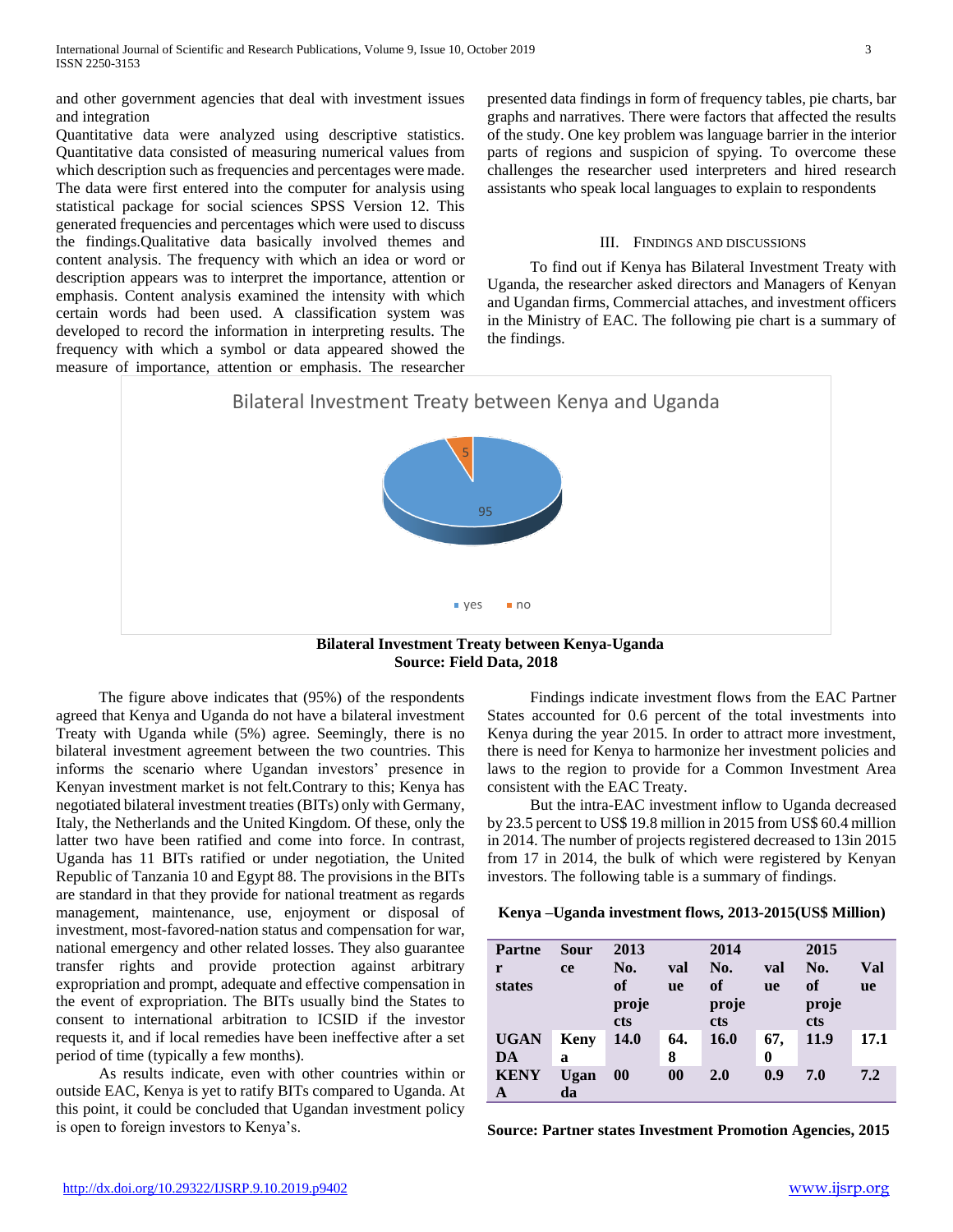and other government agencies that deal with investment issues and integration

Quantitative data were analyzed using descriptive statistics. Quantitative data consisted of measuring numerical values from which description such as frequencies and percentages were made. The data were first entered into the computer for analysis using statistical package for social sciences SPSS Version 12. This generated frequencies and percentages which were used to discuss the findings.Qualitative data basically involved themes and content analysis. The frequency with which an idea or word or description appears was to interpret the importance, attention or emphasis. Content analysis examined the intensity with which certain words had been used. A classification system was developed to record the information in interpreting results. The frequency with which a symbol or data appeared showed the measure of importance, attention or emphasis. The researcher presented data findings in form of frequency tables, pie charts, bar graphs and narratives. There were factors that affected the results of the study. One key problem was language barrier in the interior parts of regions and suspicion of spying. To overcome these challenges the researcher used interpreters and hired research assistants who speak local languages to explain to respondents

## III. Findings and Discussions

To find out if Kenya has Bilateral Investment Treaty with Uganda, the researcher asked directors and Managers of Kenyan and Ugandan firms, Commercial attaches, and investment officers in the Ministry of EAC. The following pie chart is a summary of the findings.

Bilateral Investment Treaty between Kenya and Uganda

| | Value |
|---|---|
| yes | 95 |
| no | 5 |

**Bilateral Investment Treaty between Kenya-Uganda**
**Source: Field Data, 2018**

The figure above indicates that (95%) of the respondents agreed that Kenya and Uganda do not have a bilateral investment Treaty with Uganda while (5%) agree. Seemingly, there is no bilateral investment agreement between the two countries. This informs the scenario where Ugandan investors' presence in Kenyan investment market is not felt.Contrary to this; Kenya has negotiated bilateral investment treaties (BITs) only with Germany, Italy, the Netherlands and the United Kingdom. Of these, only the latter two have been ratified and come into force. In contrast, Uganda has 11 BITs ratified or under negotiation, the United Republic of Tanzania 10 and Egypt 88. The provisions in the BITs are standard in that they provide for national treatment as regards management, maintenance, use, enjoyment or disposal of investment, most-favored-nation status and compensation for war, national emergency and other related losses. They also guarantee transfer rights and provide protection against arbitrary expropriation and prompt, adequate and effective compensation in the event of expropriation. The BITs usually bind the States to consent to international arbitration to ICSID if the investor requests it, and if local remedies have been ineffective after a set period of time (typically a few months).

As results indicate, even with other countries within or outside EAC, Kenya is yet to ratify BITs compared to Uganda. At this point, it could be concluded that Ugandan investment policy is open to foreign investors to Kenya's.

Findings indicate investment flows from the EAC Partner States accounted for 0.6 percent of the total investments into Kenya during the year 2015. In order to attract more investment, there is need for Kenya to harmonize her investment policies and laws to the region to provide for a Common Investment Area consistent with the EAC Treaty.

But the intra-EAC investment inflow to Uganda decreased by 23.5 percent to US$ 19.8 million in 2015 from US$ 60.4 million in 2014. The number of projects registered decreased to 13in 2015 from 17 in 2014, the bulk of which were registered by Kenyan investors. The following table is a summary of findings.

**Kenya –Uganda investment flows, 2013-2015(US$ Million)**

| Partner states | Source | 2013 No. of projects | value | 2014 No. of projects | value | 2015 No. of projects | Value |
|---|---|---|---|---|---|---|---|
| UGANDA | Kenya | 14.0 | 64.8 | 16.0 | 67,0 | 11.9 | 17.1 |
| KENYA | Uganda | 00 | 00 | 2.0 | 0.9 | 7.0 | 7.2 |

**Source: Partner states Investment Promotion Agencies, 2015**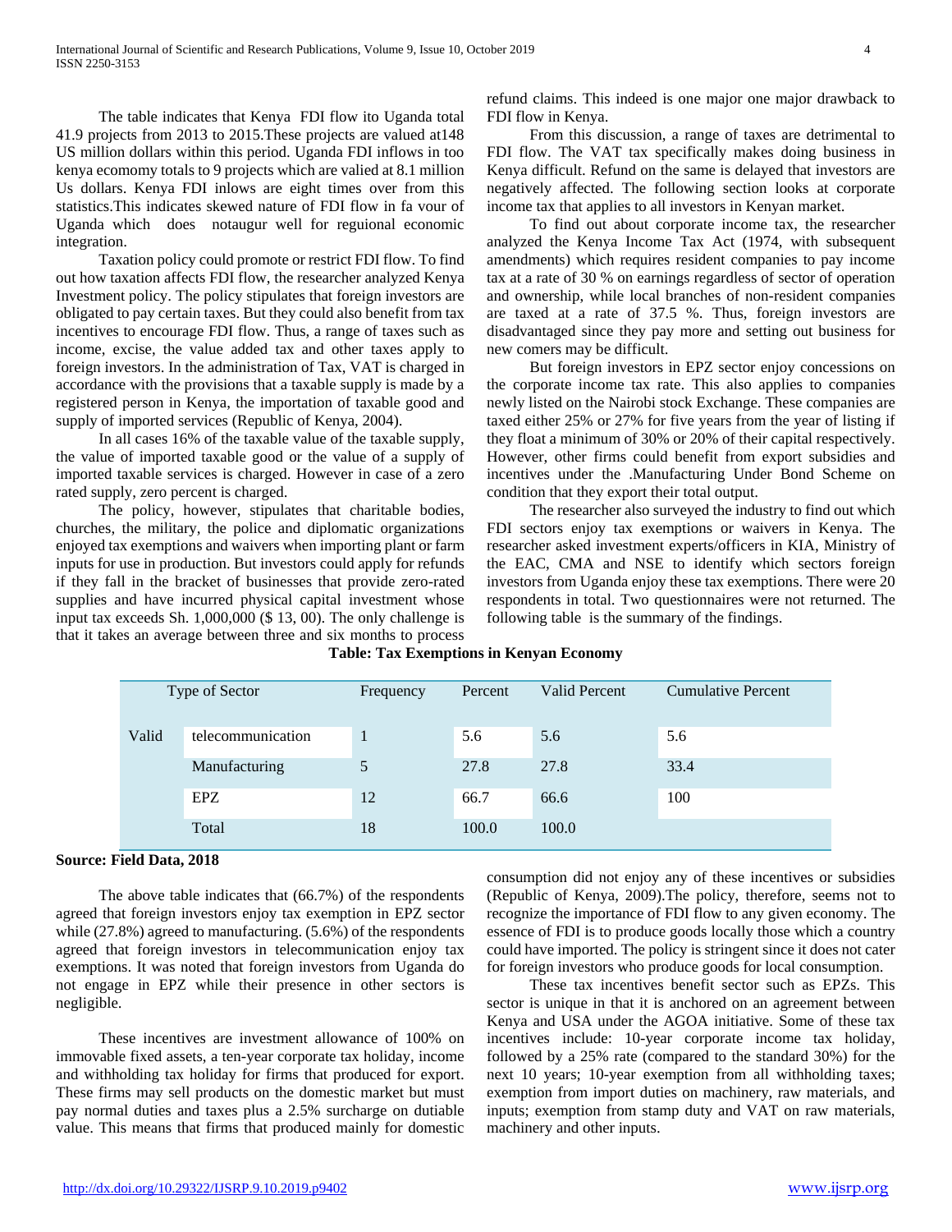The table indicates that Kenya FDI flow ito Uganda total 41.9 projects from 2013 to 2015.These projects are valued at148 US million dollars within this period. Uganda FDI inflows in too kenya ecomomy totals to 9 projects which are valied at 8.1 million Us dollars. Kenya FDI inlows are eight times over from this statistics.This indicates skewed nature of FDI flow in fa vour of Uganda which does notaugur well for reguional economic integration.

Taxation policy could promote or restrict FDI flow. To find out how taxation affects FDI flow, the researcher analyzed Kenya Investment policy. The policy stipulates that foreign investors are obligated to pay certain taxes. But they could also benefit from tax incentives to encourage FDI flow. Thus, a range of taxes such as income, excise, the value added tax and other taxes apply to foreign investors. In the administration of Tax, VAT is charged in accordance with the provisions that a taxable supply is made by a registered person in Kenya, the importation of taxable good and supply of imported services (Republic of Kenya, 2004).

In all cases 16% of the taxable value of the taxable supply, the value of imported taxable good or the value of a supply of imported taxable services is charged. However in case of a zero rated supply, zero percent is charged.

The policy, however, stipulates that charitable bodies, churches, the military, the police and diplomatic organizations enjoyed tax exemptions and waivers when importing plant or farm inputs for use in production. But investors could apply for refunds if they fall in the bracket of businesses that provide zero-rated supplies and have incurred physical capital investment whose input tax exceeds Sh. 1,000,000 ($ 13, 00). The only challenge is that it takes an average between three and six months to process refund claims. This indeed is one major one major drawback to FDI flow in Kenya.

From this discussion, a range of taxes are detrimental to FDI flow. The VAT tax specifically makes doing business in Kenya difficult. Refund on the same is delayed that investors are negatively affected. The following section looks at corporate income tax that applies to all investors in Kenyan market.

To find out about corporate income tax, the researcher analyzed the Kenya Income Tax Act (1974, with subsequent amendments) which requires resident companies to pay income tax at a rate of 30 % on earnings regardless of sector of operation and ownership, while local branches of non-resident companies are taxed at a rate of 37.5 %. Thus, foreign investors are disadvantaged since they pay more and setting out business for new comers may be difficult.

But foreign investors in EPZ sector enjoy concessions on the corporate income tax rate. This also applies to companies newly listed on the Nairobi stock Exchange. These companies are taxed either 25% or 27% for five years from the year of listing if they float a minimum of 30% or 20% of their capital respectively. However, other firms could benefit from export subsidies and incentives under the .Manufacturing Under Bond Scheme on condition that they export their total output.

The researcher also surveyed the industry to find out which FDI sectors enjoy tax exemptions or waivers in Kenya. The researcher asked investment experts/officers in KIA, Ministry of the EAC, CMA and NSE to identify which sectors foreign investors from Uganda enjoy these tax exemptions. There were 20 respondents in total. Two questionnaires were not returned. The following table is the summary of the findings.

**Table: Tax Exemptions in Kenyan Economy**

| Type of Sector | | Frequency | Percent | Valid Percent | Cumulative Percent |
|---|---|---|---|---|---|
| Valid | telecommunication | 1 | 5.6 | 5.6 | 5.6 |
| | Manufacturing | 5 | 27.8 | 27.8 | 33.4 |
| | EPZ | 12 | 66.7 | 66.6 | 100 |
| | Total | 18 | 100.0 | 100.0 | |

**Source: Field Data, 2018**

The above table indicates that (66.7%) of the respondents agreed that foreign investors enjoy tax exemption in EPZ sector while (27.8%) agreed to manufacturing. (5.6%) of the respondents agreed that foreign investors in telecommunication enjoy tax exemptions. It was noted that foreign investors from Uganda do not engage in EPZ while their presence in other sectors is negligible.

These incentives are investment allowance of 100% on immovable fixed assets, a ten-year corporate tax holiday, income and withholding tax holiday for firms that produced for export. These firms may sell products on the domestic market but must pay normal duties and taxes plus a 2.5% surcharge on dutiable value. This means that firms that produced mainly for domestic consumption did not enjoy any of these incentives or subsidies (Republic of Kenya, 2009).The policy, therefore, seems not to recognize the importance of FDI flow to any given economy. The essence of FDI is to produce goods locally those which a country could have imported. The policy is stringent since it does not cater for foreign investors who produce goods for local consumption.

These tax incentives benefit sector such as EPZs. This sector is unique in that it is anchored on an agreement between Kenya and USA under the AGOA initiative. Some of these tax incentives include: 10-year corporate income tax holiday, followed by a 25% rate (compared to the standard 30%) for the next 10 years; 10-year exemption from all withholding taxes; exemption from import duties on machinery, raw materials, and inputs; exemption from stamp duty and VAT on raw materials, machinery and other inputs.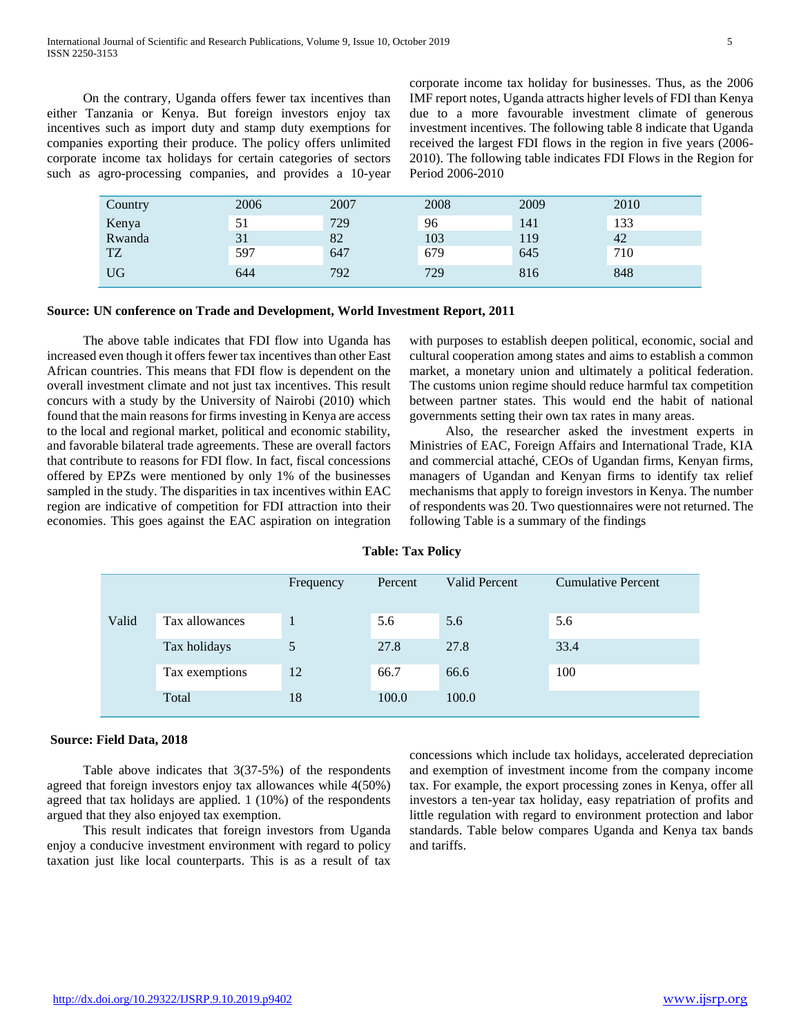On the contrary, Uganda offers fewer tax incentives than either Tanzania or Kenya. But foreign investors enjoy tax incentives such as import duty and stamp duty exemptions for companies exporting their produce. The policy offers unlimited corporate income tax holidays for certain categories of sectors such as agro-processing companies, and provides a 10-year corporate income tax holiday for businesses. Thus, as the 2006 IMF report notes, Uganda attracts higher levels of FDI than Kenya due to a more favourable investment climate of generous investment incentives. The following table 8 indicate that Uganda received the largest FDI flows in the region in five years (2006-2010). The following table indicates FDI Flows in the Region for Period 2006-2010

| Country | 2006 | 2007 | 2008 | 2009 | 2010 |
|---|---|---|---|---|---|
| Kenya | 51 | 729 | 96 | 141 | 133 |
| Rwanda | 31 | 82 | 103 | 119 | 42 |
| TZ | 597 | 647 | 679 | 645 | 710 |
| UG | 644 | 792 | 729 | 816 | 848 |

**Source: UN conference on Trade and Development, World Investment Report, 2011**

The above table indicates that FDI flow into Uganda has increased even though it offers fewer tax incentives than other East African countries. This means that FDI flow is dependent on the overall investment climate and not just tax incentives. This result concurs with a study by the University of Nairobi (2010) which found that the main reasons for firms investing in Kenya are access to the local and regional market, political and economic stability, and favorable bilateral trade agreements. These are overall factors that contribute to reasons for FDI flow. In fact, fiscal concessions offered by EPZs were mentioned by only 1% of the businesses sampled in the study. The disparities in tax incentives within EAC region are indicative of competition for FDI attraction into their economies. This goes against the EAC aspiration on integration with purposes to establish deepen political, economic, social and cultural cooperation among states and aims to establish a common market, a monetary union and ultimately a political federation. The customs union regime should reduce harmful tax competition between partner states. This would end the habit of national governments setting their own tax rates in many areas.

Also, the researcher asked the investment experts in Ministries of EAC, Foreign Affairs and International Trade, KIA and commercial attaché, CEOs of Ugandan firms, Kenyan firms, managers of Ugandan and Kenyan firms to identify tax relief mechanisms that apply to foreign investors in Kenya. The number of respondents was 20. Two questionnaires were not returned. The following Table is a summary of the findings

**Table: Tax Policy**

| | | Frequency | Percent | Valid Percent | Cumulative Percent |
|---|---|---|---|---|---|
| Valid | Tax allowances | 1 | 5.6 | 5.6 | 5.6 |
| | Tax holidays | 5 | 27.8 | 27.8 | 33.4 |
| | Tax exemptions | 12 | 66.7 | 66.6 | 100 |
| | Total | 18 | 100.0 | 100.0 | |

**Source: Field Data, 2018**

Table above indicates that 3(37-5%) of the respondents agreed that foreign investors enjoy tax allowances while 4(50%) agreed that tax holidays are applied. 1 (10%) of the respondents argued that they also enjoyed tax exemption.

This result indicates that foreign investors from Uganda enjoy a conducive investment environment with regard to policy taxation just like local counterparts. This is as a result of tax concessions which include tax holidays, accelerated depreciation and exemption of investment income from the company income tax. For example, the export processing zones in Kenya, offer all investors a ten-year tax holiday, easy repatriation of profits and little regulation with regard to environment protection and labor standards. Table below compares Uganda and Kenya tax bands and tariffs.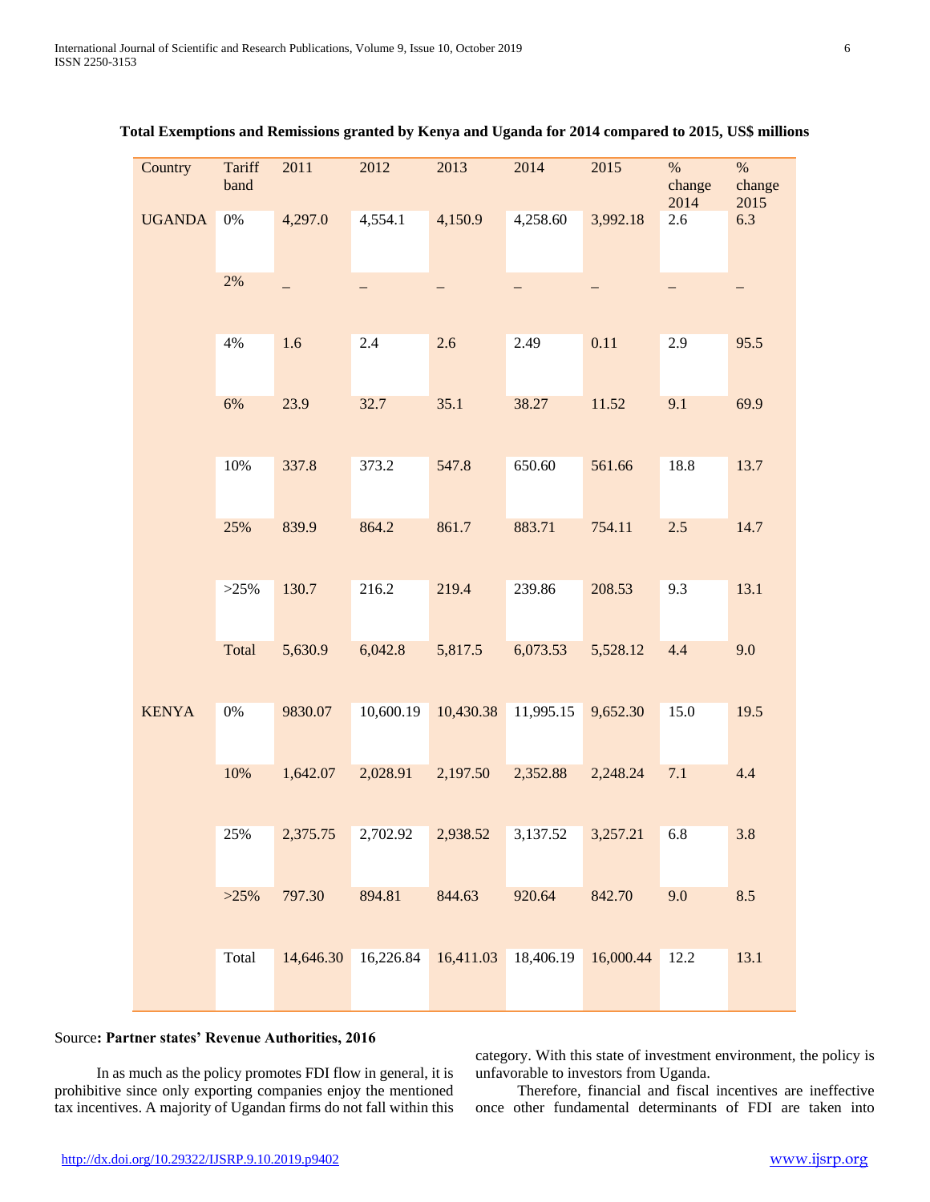**Total Exemptions and Remissions granted by Kenya and Uganda for 2014 compared to 2015, US$ millions**

| Country | Tariff band | 2011 | 2012 | 2013 | 2014 | 2015 | % change 2014 | % change 2015 |
|---|---|---|---|---|---|---|---|---|
| UGANDA | 0% | 4,297.0 | 4,554.1 | 4,150.9 | 4,258.60 | 3,992.18 | 2.6 | 6.3 |
| | 2% | – | – | – | – | – | – | – |
| | 4% | 1.6 | 2.4 | 2.6 | 2.49 | 0.11 | 2.9 | 95.5 |
| | 6% | 23.9 | 32.7 | 35.1 | 38.27 | 11.52 | 9.1 | 69.9 |
| | 10% | 337.8 | 373.2 | 547.8 | 650.60 | 561.66 | 18.8 | 13.7 |
| | 25% | 839.9 | 864.2 | 861.7 | 883.71 | 754.11 | 2.5 | 14.7 |
| | >25% | 130.7 | 216.2 | 219.4 | 239.86 | 208.53 | 9.3 | 13.1 |
| | Total | 5,630.9 | 6,042.8 | 5,817.5 | 6,073.53 | 5,528.12 | 4.4 | 9.0 |
| KENYA | 0% | 9830.07 | 10,600.19 | 10,430.38 | 11,995.15 | 9,652.30 | 15.0 | 19.5 |
| | 10% | 1,642.07 | 2,028.91 | 2,197.50 | 2,352.88 | 2,248.24 | 7.1 | 4.4 |
| | 25% | 2,375.75 | 2,702.92 | 2,938.52 | 3,137.52 | 3,257.21 | 6.8 | 3.8 |
| | >25% | 797.30 | 894.81 | 844.63 | 920.64 | 842.70 | 9.0 | 8.5 |
| | Total | 14,646.30 | 16,226.84 | 16,411.03 | 18,406.19 | 16,000.44 | 12.2 | 13.1 |

Source**: Partner states' Revenue Authorities, 2016**

In as much as the policy promotes FDI flow in general, it is prohibitive since only exporting companies enjoy the mentioned tax incentives. A majority of Ugandan firms do not fall within this category. With this state of investment environment, the policy is unfavorable to investors from Uganda.

Therefore, financial and fiscal incentives are ineffective once other fundamental determinants of FDI are taken into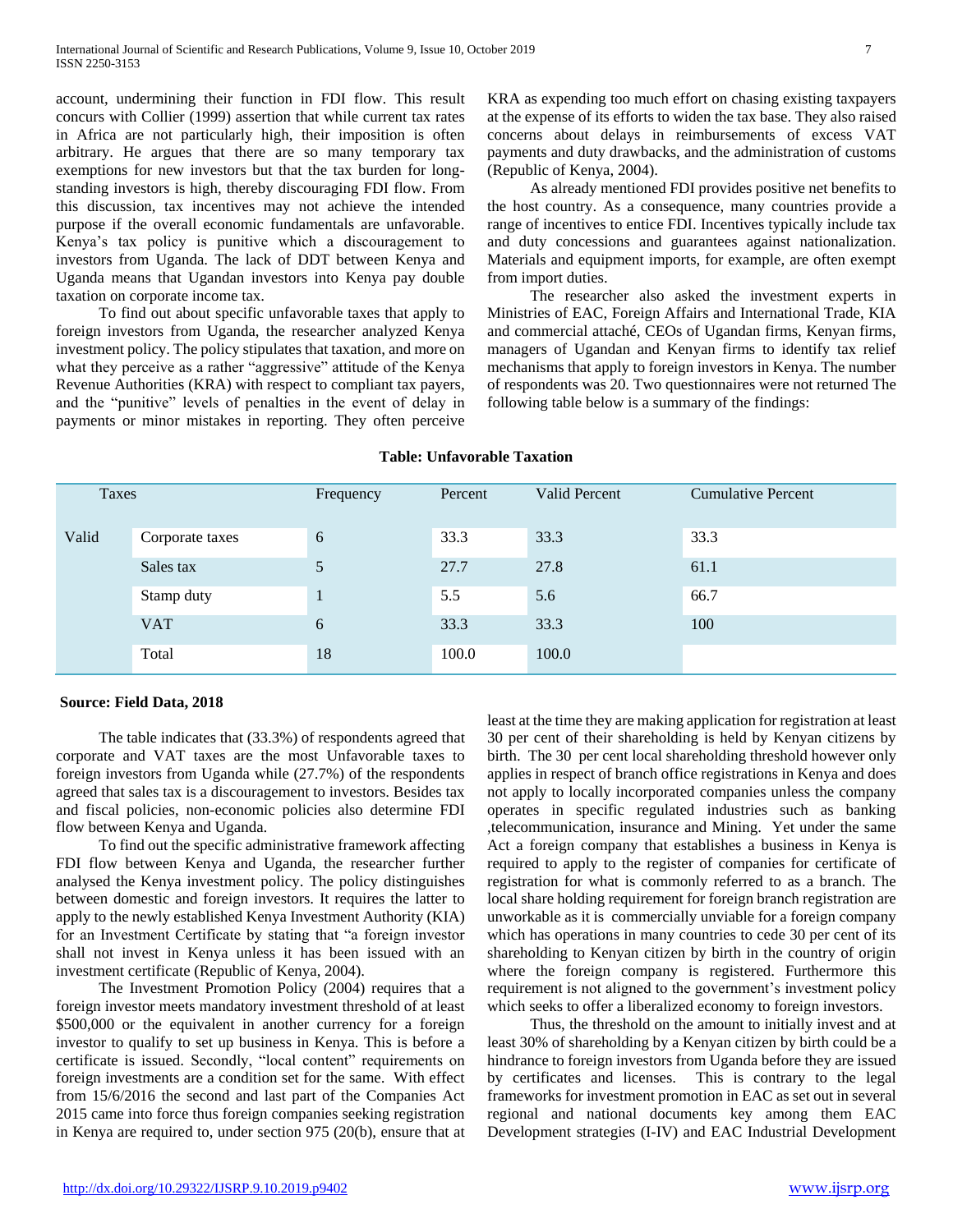account, undermining their function in FDI flow. This result concurs with Collier (1999) assertion that while current tax rates in Africa are not particularly high, their imposition is often arbitrary. He argues that there are so many temporary tax exemptions for new investors but that the tax burden for long-standing investors is high, thereby discouraging FDI flow. From this discussion, tax incentives may not achieve the intended purpose if the overall economic fundamentals are unfavorable. Kenya's tax policy is punitive which a discouragement to investors from Uganda. The lack of DDT between Kenya and Uganda means that Ugandan investors into Kenya pay double taxation on corporate income tax.

To find out about specific unfavorable taxes that apply to foreign investors from Uganda, the researcher analyzed Kenya investment policy. The policy stipulates that taxation, and more on what they perceive as a rather "aggressive" attitude of the Kenya Revenue Authorities (KRA) with respect to compliant tax payers, and the "punitive" levels of penalties in the event of delay in payments or minor mistakes in reporting. They often perceive KRA as expending too much effort on chasing existing taxpayers at the expense of its efforts to widen the tax base. They also raised concerns about delays in reimbursements of excess VAT payments and duty drawbacks, and the administration of customs (Republic of Kenya, 2004).

As already mentioned FDI provides positive net benefits to the host country. As a consequence, many countries provide a range of incentives to entice FDI. Incentives typically include tax and duty concessions and guarantees against nationalization. Materials and equipment imports, for example, are often exempt from import duties.

The researcher also asked the investment experts in Ministries of EAC, Foreign Affairs and International Trade, KIA and commercial attaché, CEOs of Ugandan firms, Kenyan firms, managers of Ugandan and Kenyan firms to identify tax relief mechanisms that apply to foreign investors in Kenya. The number of respondents was 20. Two questionnaires were not returned The following table below is a summary of the findings:

**Table: Unfavorable Taxation**

| Taxes | | Frequency | Percent | Valid Percent | Cumulative Percent |
|---|---|---|---|---|---|
| Valid | Corporate taxes | 6 | 33.3 | 33.3 | 33.3 |
| | Sales tax | 5 | 27.7 | 27.8 | 61.1 |
| | Stamp duty | 1 | 5.5 | 5.6 | 66.7 |
| | VAT | 6 | 33.3 | 33.3 | 100 |
| | Total | 18 | 100.0 | 100.0 | |

**Source: Field Data, 2018**

The table indicates that (33.3%) of respondents agreed that corporate and VAT taxes are the most Unfavorable taxes to foreign investors from Uganda while (27.7%) of the respondents agreed that sales tax is a discouragement to investors. Besides tax and fiscal policies, non-economic policies also determine FDI flow between Kenya and Uganda.

To find out the specific administrative framework affecting FDI flow between Kenya and Uganda, the researcher further analysed the Kenya investment policy. The policy distinguishes between domestic and foreign investors. It requires the latter to apply to the newly established Kenya Investment Authority (KIA) for an Investment Certificate by stating that "a foreign investor shall not invest in Kenya unless it has been issued with an investment certificate (Republic of Kenya, 2004).

The Investment Promotion Policy (2004) requires that a foreign investor meets mandatory investment threshold of at least $500,000 or the equivalent in another currency for a foreign investor to qualify to set up business in Kenya. This is before a certificate is issued. Secondly, "local content" requirements on foreign investments are a condition set for the same. With effect from 15/6/2016 the second and last part of the Companies Act 2015 came into force thus foreign companies seeking registration in Kenya are required to, under section 975 (20(b), ensure that at least at the time they are making application for registration at least 30 per cent of their shareholding is held by Kenyan citizens by birth. The 30 per cent local shareholding threshold however only applies in respect of branch office registrations in Kenya and does not apply to locally incorporated companies unless the company operates in specific regulated industries such as banking ,telecommunication, insurance and Mining. Yet under the same Act a foreign company that establishes a business in Kenya is required to apply to the register of companies for certificate of registration for what is commonly referred to as a branch. The local share holding requirement for foreign branch registration are unworkable as it is commercially unviable for a foreign company which has operations in many countries to cede 30 per cent of its shareholding to Kenyan citizen by birth in the country of origin where the foreign company is registered. Furthermore this requirement is not aligned to the government's investment policy which seeks to offer a liberalized economy to foreign investors.

Thus, the threshold on the amount to initially invest and at least 30% of shareholding by a Kenyan citizen by birth could be a hindrance to foreign investors from Uganda before they are issued by certificates and licenses. This is contrary to the legal frameworks for investment promotion in EAC as set out in several regional and national documents key among them EAC Development strategies (I-IV) and EAC Industrial Development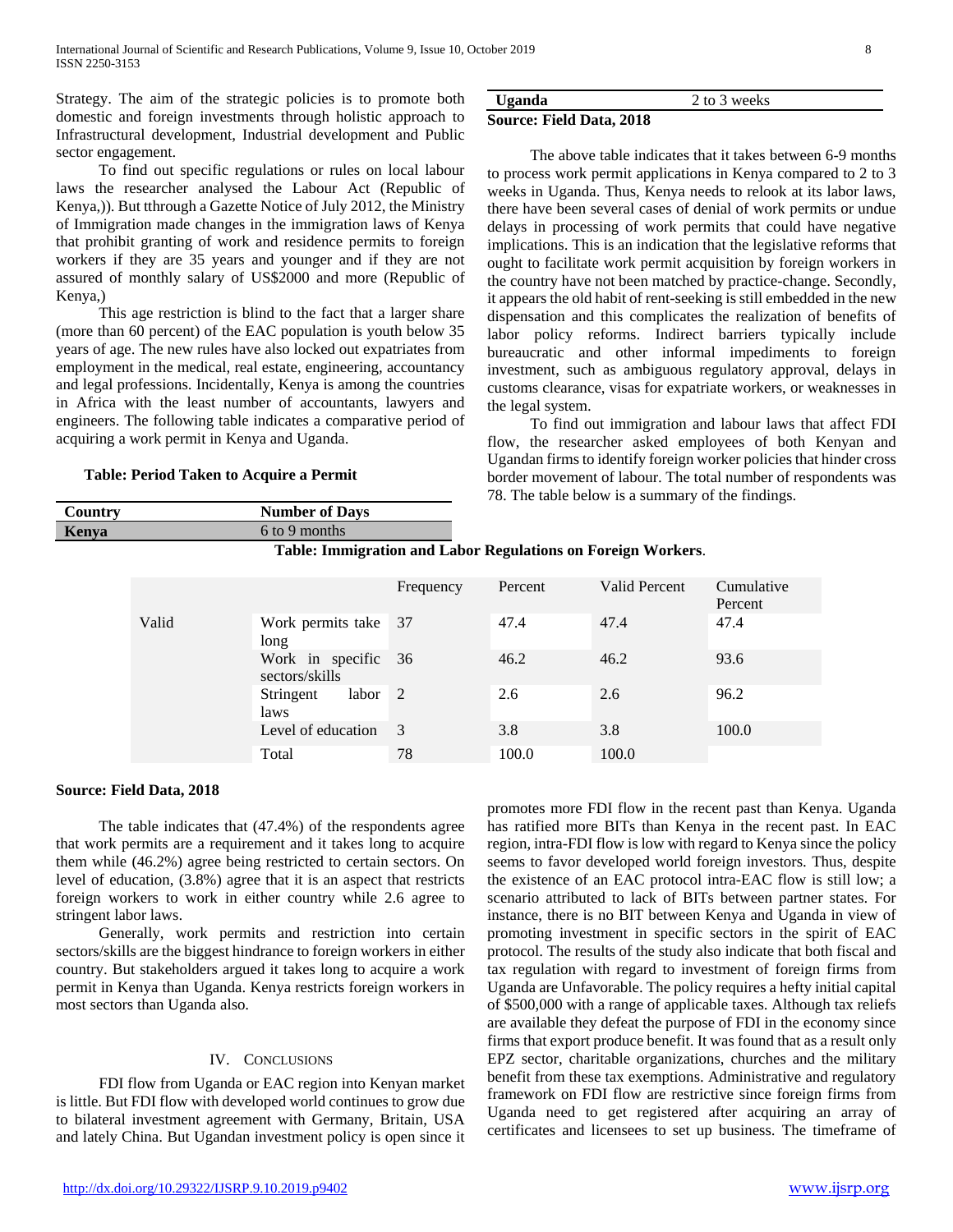Strategy. The aim of the strategic policies is to promote both domestic and foreign investments through holistic approach to Infrastructural development, Industrial development and Public sector engagement.

To find out specific regulations or rules on local labour laws the researcher analysed the Labour Act (Republic of Kenya,)). But tthrough a Gazette Notice of July 2012, the Ministry of Immigration made changes in the immigration laws of Kenya that prohibit granting of work and residence permits to foreign workers if they are 35 years and younger and if they are not assured of monthly salary of US$2000 and more (Republic of Kenya,)

This age restriction is blind to the fact that a larger share (more than 60 percent) of the EAC population is youth below 35 years of age. The new rules have also locked out expatriates from employment in the medical, real estate, engineering, accountancy and legal professions. Incidentally, Kenya is among the countries in Africa with the least number of accountants, lawyers and engineers. The following table indicates a comparative period of acquiring a work permit in Kenya and Uganda.

**Table: Period Taken to Acquire a Permit**

| Country | Number of Days |
|---|---|
| **Kenya** | 6 to 9 months |
| **Uganda** | 2 to 3 weeks |

**Source: Field Data, 2018**

The above table indicates that it takes between 6-9 months to process work permit applications in Kenya compared to 2 to 3 weeks in Uganda. Thus, Kenya needs to relook at its labor laws, there have been several cases of denial of work permits or undue delays in processing of work permits that could have negative implications. This is an indication that the legislative reforms that ought to facilitate work permit acquisition by foreign workers in the country have not been matched by practice-change. Secondly, it appears the old habit of rent-seeking is still embedded in the new dispensation and this complicates the realization of benefits of labor policy reforms. Indirect barriers typically include bureaucratic and other informal impediments to foreign investment, such as ambiguous regulatory approval, delays in customs clearance, visas for expatriate workers, or weaknesses in the legal system.

To find out immigration and labour laws that affect FDI flow, the researcher asked employees of both Kenyan and Ugandan firms to identify foreign worker policies that hinder cross border movement of labour. The total number of respondents was 78. The table below is a summary of the findings.

**Table: Immigration and Labor Regulations on Foreign Workers**.

| | | Frequency | Percent | Valid Percent | Cumulative Percent |
|---|---|---|---|---|---|
| Valid | Work permits take long | 37 | 47.4 | 47.4 | 47.4 |
| | Work in specific sectors/skills | 36 | 46.2 | 46.2 | 93.6 |
| | Stringent labor laws | 2 | 2.6 | 2.6 | 96.2 |
| | Level of education | 3 | 3.8 | 3.8 | 100.0 |
| | Total | 78 | 100.0 | 100.0 | |

**Source: Field Data, 2018**

The table indicates that (47.4%) of the respondents agree that work permits are a requirement and it takes long to acquire them while (46.2%) agree being restricted to certain sectors. On level of education, (3.8%) agree that it is an aspect that restricts foreign workers to work in either country while 2.6 agree to stringent labor laws.

Generally, work permits and restriction into certain sectors/skills are the biggest hindrance to foreign workers in either country. But stakeholders argued it takes long to acquire a work permit in Kenya than Uganda. Kenya restricts foreign workers in most sectors than Uganda also.

## IV. Conclusions

FDI flow from Uganda or EAC region into Kenyan market is little. But FDI flow with developed world continues to grow due to bilateral investment agreement with Germany, Britain, USA and lately China. But Ugandan investment policy is open since it promotes more FDI flow in the recent past than Kenya. Uganda has ratified more BITs than Kenya in the recent past. In EAC region, intra-FDI flow is low with regard to Kenya since the policy seems to favor developed world foreign investors. Thus, despite the existence of an EAC protocol intra-EAC flow is still low; a scenario attributed to lack of BITs between partner states. For instance, there is no BIT between Kenya and Uganda in view of promoting investment in specific sectors in the spirit of EAC protocol. The results of the study also indicate that both fiscal and tax regulation with regard to investment of foreign firms from Uganda are Unfavorable. The policy requires a hefty initial capital of $500,000 with a range of applicable taxes. Although tax reliefs are available they defeat the purpose of FDI in the economy since firms that export produce benefit. It was found that as a result only EPZ sector, charitable organizations, churches and the military benefit from these tax exemptions. Administrative and regulatory framework on FDI flow are restrictive since foreign firms from Uganda need to get registered after acquiring an array of certificates and licensees to set up business. The timeframe of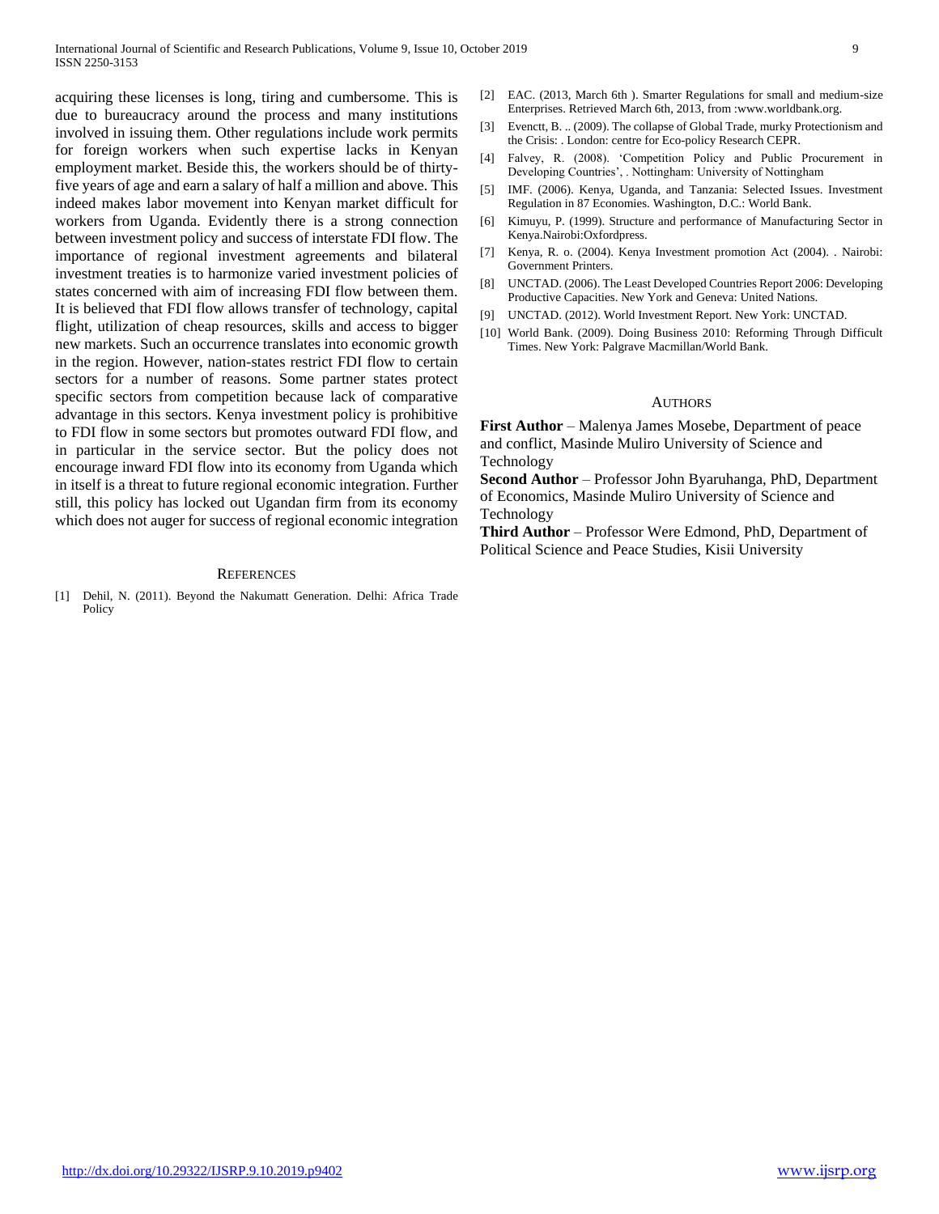acquiring these licenses is long, tiring and cumbersome. This is due to bureaucracy around the process and many institutions involved in issuing them. Other regulations include work permits for foreign workers when such expertise lacks in Kenyan employment market. Beside this, the workers should be of thirty-five years of age and earn a salary of half a million and above. This indeed makes labor movement into Kenyan market difficult for workers from Uganda. Evidently there is a strong connection between investment policy and success of interstate FDI flow. The importance of regional investment agreements and bilateral investment treaties is to harmonize varied investment policies of states concerned with aim of increasing FDI flow between them. It is believed that FDI flow allows transfer of technology, capital flight, utilization of cheap resources, skills and access to bigger new markets. Such an occurrence translates into economic growth in the region. However, nation-states restrict FDI flow to certain sectors for a number of reasons. Some partner states protect specific sectors from competition because lack of comparative advantage in this sectors. Kenya investment policy is prohibitive to FDI flow in some sectors but promotes outward FDI flow, and in particular in the service sector. But the policy does not encourage inward FDI flow into its economy from Uganda which in itself is a threat to future regional economic integration. Further still, this policy has locked out Ugandan firm from its economy which does not auger for success of regional economic integration

## References

[1] Dehil, N. (2011). Beyond the Nakumatt Generation. Delhi: Africa Trade Policy

[2] EAC. (2013, March 6th ). Smarter Regulations for small and medium-size Enterprises. Retrieved March 6th, 2013, from :www.worldbank.org.

[3] Evenctt, B. .. (2009). The collapse of Global Trade, murky Protectionism and the Crisis: . London: centre for Eco-policy Research CEPR.

[4] Falvey, R. (2008). 'Competition Policy and Public Procurement in Developing Countries', . Nottingham: University of Nottingham

[5] IMF. (2006). Kenya, Uganda, and Tanzania: Selected Issues. Investment Regulation in 87 Economies. Washington, D.C.: World Bank.

[6] Kimuyu, P. (1999). Structure and performance of Manufacturing Sector in Kenya.Nairobi:Oxfordpress.

[7] Kenya, R. o. (2004). Kenya Investment promotion Act (2004). . Nairobi: Government Printers.

[8] UNCTAD. (2006). The Least Developed Countries Report 2006: Developing Productive Capacities. New York and Geneva: United Nations.

[9] UNCTAD. (2012). World Investment Report. New York: UNCTAD.

[10] World Bank. (2009). Doing Business 2010: Reforming Through Difficult Times. New York: Palgrave Macmillan/World Bank.

## Authors

**First Author** – Malenya James Mosebe, Department of peace and conflict, Masinde Muliro University of Science and Technology

**Second Author** – Professor John Byaruhanga, PhD, Department of Economics, Masinde Muliro University of Science and Technology

**Third Author** – Professor Were Edmond, PhD, Department of Political Science and Peace Studies, Kisii University